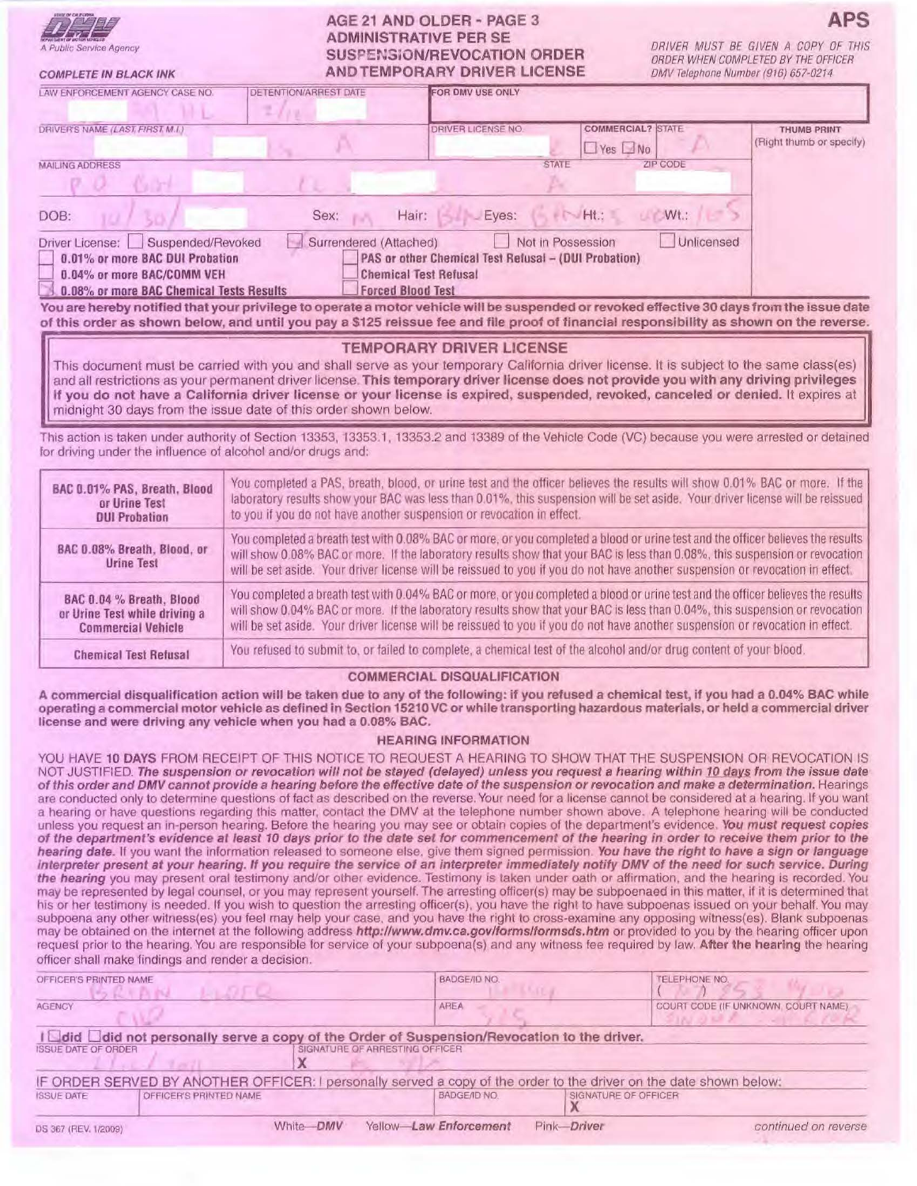A Public Service Agency

**COMPLETE IN BLACK INK**

# AGE 21 AND OLDER - PAGE 3
## ADMINISTRATIVE PER SE SUSPENSION/REVOCATION ORDER AND TEMPORARY DRIVER LICENSE

**APS**

DRIVER MUST BE GIVEN A COPY OF THIS ORDER WHEN COMPLETED BY THE OFFICER
DMV Telephone Number (916) 657-0214

| LAW ENFORCEMENT AGENCY CASE NO. | DETENTION/ARREST DATE | FOR DMV USE ONLY | | |
|---|---|---|---|---|
| HL | 2/1 | | | |
| DRIVER'S NAME (LAST, FIRST M.I.) | | DRIVER LICENSE NO. | COMMERCIAL? ☐ Yes ☐ No | STATE |
| A | | | | |
| MAILING ADDRESS | | | STATE | ZIP CODE |
| PO Box | | | | |

THUMB PRINT (Right thumb or specify)

DOB: 10/30/ Sex: M Hair: BLK Eyes: BRN Ht.: 5 Wt.: 165

Driver License: ☐ Suspended/Revoked ☒ Surrendered (Attached) ☐ Not in Possession ☐ Unlicensed

- ☐ **0.01% or more BAC DUI Probation**
- ☐ **0.04% or more BAC/COMM VEH**
- ☒ **0.08% or more BAC Chemical Tests Results**
- ☐ **PAS or other Chemical Test Refusal – (DUI Probation)**
- ☐ **Chemical Test Refusal**
- ☐ **Forced Blood Test**

**You are hereby notified that your privilege to operate a motor vehicle will be suspended or revoked effective 30 days from the issue date of this order as shown below, and until you pay a $125 reissue fee and file proof of financial responsibility as shown on the reverse.**

### TEMPORARY DRIVER LICENSE

This document must be carried with you and shall serve as your temporary California driver license. It is subject to the same class(es) and all restrictions as your permanent driver license. **This temporary driver license does not provide you with any driving privileges if you do not have a California driver license or your license is expired, suspended, revoked, canceled or denied.** It expires at midnight 30 days from the issue date of this order shown below.

This action is taken under authority of Section 13353, 13353.1, 13353.2 and 13389 of the Vehicle Code (VC) because you were arrested or detained for driving under the influence of alcohol and/or drugs and:

| | |
|---|---|
| **BAC 0.01% PAS, Breath, Blood or Urine Test DUI Probation** | You completed a PAS, breath, blood, or urine test and the officer believes the results will show 0.01% BAC or more. If the laboratory results show your BAC was less than 0.01%, this suspension will be set aside. Your driver license will be reissued to you if you do not have another suspension or revocation in effect. |
| **BAC 0.08% Breath, Blood, or Urine Test** | You completed a breath test with 0.08% BAC or more, or you completed a blood or urine test and the officer believes the results will show 0.08% BAC or more. If the laboratory results show that your BAC is less than 0.08%, this suspension or revocation will be set aside. Your driver license will be reissued to you if you do not have another suspension or revocation in effect. |
| **BAC 0.04 % Breath, Blood or Urine Test while driving a Commercial Vehicle** | You completed a breath test with 0.04% BAC or more, or you completed a blood or urine test and the officer believes the results will show 0.04% BAC or more. If the laboratory results show that your BAC is less than 0.04%, this suspension or revocation will be set aside. Your driver license will be reissued to you if you do not have another suspension or revocation in effect. |
| **Chemical Test Refusal** | You refused to submit to, or failed to complete, a chemical test of the alcohol and/or drug content of your blood. |

### COMMERCIAL DISQUALIFICATION

**A commercial disqualification action will be taken due to any of the following: if you refused a chemical test, if you had a 0.04% BAC while operating a commercial motor vehicle as defined in Section 15210 VC or while transporting hazardous materials, or held a commercial driver license and were driving any vehicle when you had a 0.08% BAC.**

### HEARING INFORMATION

YOU HAVE **10 DAYS** FROM RECEIPT OF THIS NOTICE TO REQUEST A HEARING TO SHOW THAT THE SUSPENSION OR REVOCATION IS NOT JUSTIFIED. ***The suspension or revocation will not be stayed (delayed) unless you request a hearing within 10 days from the issue date of this order and DMV cannot provide a hearing before the effective date of the suspension or revocation and make a determination.*** Hearings are conducted only to determine questions of fact as described on the reverse. Your need for a license cannot be considered at a hearing. If you want a hearing or have questions regarding this matter, contact the DMV at the telephone number shown above. A telephone hearing will be conducted unless you request an in-person hearing. Before the hearing you may see or obtain copies of the department's evidence. ***You must request copies of the department's evidence at least 10 days prior to the date set for commencement of the hearing in order to receive them prior to the hearing date.*** If you want the information released to someone else, give them signed permission. ***You have the right to have a sign or language interpreter present at your hearing. If you require the service of an interpreter immediately notify DMV of the need for such service. During the hearing*** you may present oral testimony and/or other evidence. Testimony is taken under oath or affirmation, and the hearing is recorded. You may be represented by legal counsel, or you may represent yourself. The arresting officer(s) may be subpoenaed in this matter, if it is determined that his or her testimony is needed. If you wish to question the arresting officer(s), you have the right to have subpoenas issued on your behalf. You may subpoena any other witness(es) you feel may help your case, and you have the right to cross-examine any opposing witness(es). Blank subpoenas may be obtained on the internet at the following address ***http://www.dmv.ca.gov/forms/formsds.htm*** or provided to you by the hearing officer upon request prior to the hearing. You are responsible for service of your subpoena(s) and any witness fee required by law. **After the hearing** the hearing officer shall make findings and render a decision.

| OFFICER'S PRINTED NAME | BADGE/ID NO. | TELEPHONE NO. |
|---|---|---|
| BRIAN | | ( ) 253 |
| **AGENCY** | **AREA** | **COURT CODE (IF UNKNOWN, COURT NAME)** |
| CHP | 325 | |

**I ☐ did ☐ did not personally serve a copy of the Order of Suspension/Revocation to the driver.**

| ISSUE DATE OF ORDER | SIGNATURE OF ARRESTING OFFICER |
|---|---|
| 2/ /2011 | X |

IF ORDER SERVED BY ANOTHER OFFICER: I personally served a copy of the order to the driver on the date shown below:

| ISSUE DATE | OFFICER'S PRINTED NAME | BADGE/ID NO. | SIGNATURE OF OFFICER |
|---|---|---|---|
| | | | X |

DS 367 (REV. 1/2009) White—*DMV* Yellow—*Law Enforcement* Pink—*Driver* *continued on reverse*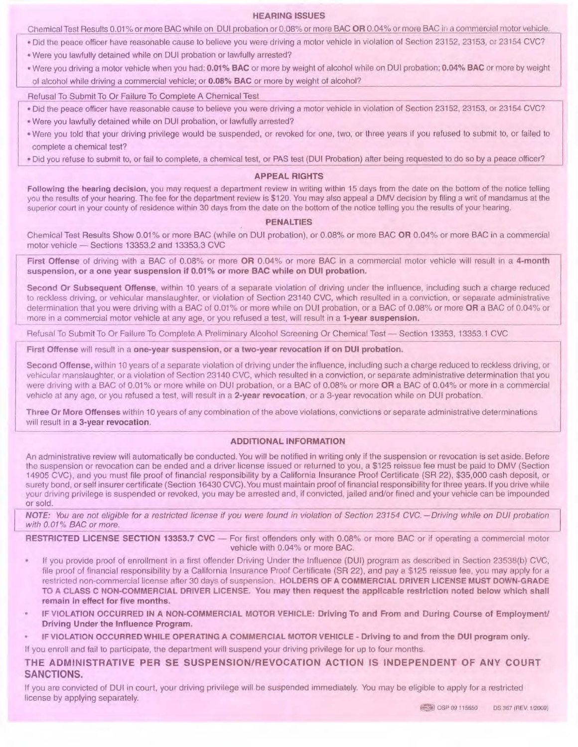## HEARING ISSUES

Chemical Test Results 0.01% or more BAC while on DUI probation or 0.08% or more BAC **OR** 0.04% or more BAC in a commercial motor vehicle.

- Did the peace officer have reasonable cause to believe you were driving a motor vehicle in violation of Section 23152, 23153, or 23154 CVC?
- Were you lawfully detained while on DUI probation or lawfully arrested?
- Were you driving a motor vehicle when you had: **0.01% BAC** or more by weight of alcohol while on DUI probation; **0.04% BAC** or more by weight of alcohol while driving a commercial vehicle; or **0.08% BAC** or more by weight of alcohol?

Refusal To Submit To Or Failure To Complete A Chemical Test

- Did the peace officer have reasonable cause to believe you were driving a motor vehicle in violation of Section 23152, 23153, or 23154 CVC?
- Were you lawfully detained while on DUI probation, or lawfully arrested?
- Were you told that your driving privilege would be suspended, or revoked for one, two, or three years if you refused to submit to, or failed to complete a chemical test?
- Did you refuse to submit to, or fail to complete, a chemical test, or PAS test (DUI Probation) after being requested to do so by a peace officer?

## APPEAL RIGHTS

**Following the hearing decision,** you may request a department review in writing within 15 days from the date on the bottom of the notice telling you the results of your hearing. The fee for the department review is $120. You may also appeal a DMV decision by filing a writ of mandamus at the superior court in your county of residence within 30 days from the date on the bottom of the notice telling you the results of your hearing.

## PENALTIES

Chemical Test Results Show 0.01% or more BAC (while on DUI probation), or 0.08% or more BAC **OR** 0.04% or more BAC in a commercial motor vehicle — Sections 13353.2 and 13353.3 CVC

**First Offense** of driving with a BAC of 0.08% or more **OR** 0.04% or more BAC in a commercial motor vehicle will result in a **4-month suspension, or a one year suspension if 0.01% or more BAC while on DUI probation.**

**Second Or Subsequent Offense**, within 10 years of a separate violation of driving under the influence, including such a charge reduced to reckless driving, or vehicular manslaughter, or violation of Section 23140 CVC, which resulted in a conviction, or separate administrative determination that you were driving with a BAC of 0.01% or more while on DUI probation, or a BAC of 0.08% or more **OR** a BAC of 0.04% or more in a commercial motor vehicle at any age, or you refused a test, will result in a **1-year suspension.**

Refusal To Submit To Or Failure To Complete A Preliminary Alcohol Screening Or Chemical Test — Section 13353, 13353.1 CVC

**First Offense** will result in a **one-year suspension, or a two-year revocation if on DUI probation.**

**Second Offense,** within 10 years of a separate violation of driving under the influence, including such a charge reduced to reckless driving, or vehicular manslaughter, or a violation of Section 23140 CVC, which resulted in a conviction, or separate administrative determination that you were driving with a BAC of 0.01% or more while on DUI probation, or a BAC of 0.08% or more **OR** a BAC of 0.04% or more in a commercial vehicle at any age, or you refused a test, will result in a **2-year revocation**, or a 3-year revocation while on DUI probation.

**Three Or More Offenses** within 10 years of any combination of the above violations, convictions or separate administrative determinations will result in **a 3-year revocation**.

## ADDITIONAL INFORMATION

An administrative review will automatically be conducted. You will be notified in writing only if the suspension or revocation is set aside. Before the suspension or revocation can be ended and a driver license issued or returned to you, a $125 reissue fee must be paid to DMV (Section 14905 CVC), and you must file proof of financial responsibility by a California Insurance Proof Certificate (SR 22), $35,000 cash deposit, or surety bond, or self insurer certificate (Section 16430 CVC). You must maintain proof of financial responsibility for three years. If you drive while your driving privilege is suspended or revoked, you may be arrested and, if convicted, jailed and/or fined and your vehicle can be impounded or sold.

*NOTE: You are not eligible for a restricted license if you were found in violation of Section 23154 CVC.—Driving while on DUI probation with 0.01% BAC or more.*

**RESTRICTED LICENSE SECTION 13353.7 CVC** — For first offenders only with 0.08% or more BAC or if operating a commercial motor vehicle with 0.04% or more BAC.

- If you provide proof of enrollment in a first offender Driving Under the Influence (DUI) program as described in Section 23538(b) CVC, file proof of financial responsibility by a California Insurance Proof Certificate (SR 22), and pay a $125 reissue fee, you may apply for a restricted non-commercial license after 30 days of suspension. **HOLDERS OF A COMMERCIAL DRIVER LICENSE MUST DOWN-GRADE TO A CLASS C NON-COMMERCIAL DRIVER LICENSE. You may then request the applicable restriction noted below which shall remain in effect for five months.**
- **IF VIOLATION OCCURRED IN A NON-COMMERCIAL MOTOR VEHICLE: Driving To and From and During Course of Employment/ Driving Under the Influence Program.**
- **IF VIOLATION OCCURRED WHILE OPERATING A COMMERCIAL MOTOR VEHICLE - Driving to and from the DUI program only.**

If you enroll and fail to participate, the department will suspend your driving privilege for up to four months.

### THE ADMINISTRATIVE PER SE SUSPENSION/REVOCATION ACTION IS INDEPENDENT OF ANY COURT SANCTIONS.

If you are convicted of DUI in court, your driving privilege will be suspended immediately. You may be eligible to apply for a restricted license by applying separately.

OSP 09 115650 DS 367 (REV. 1/2009)